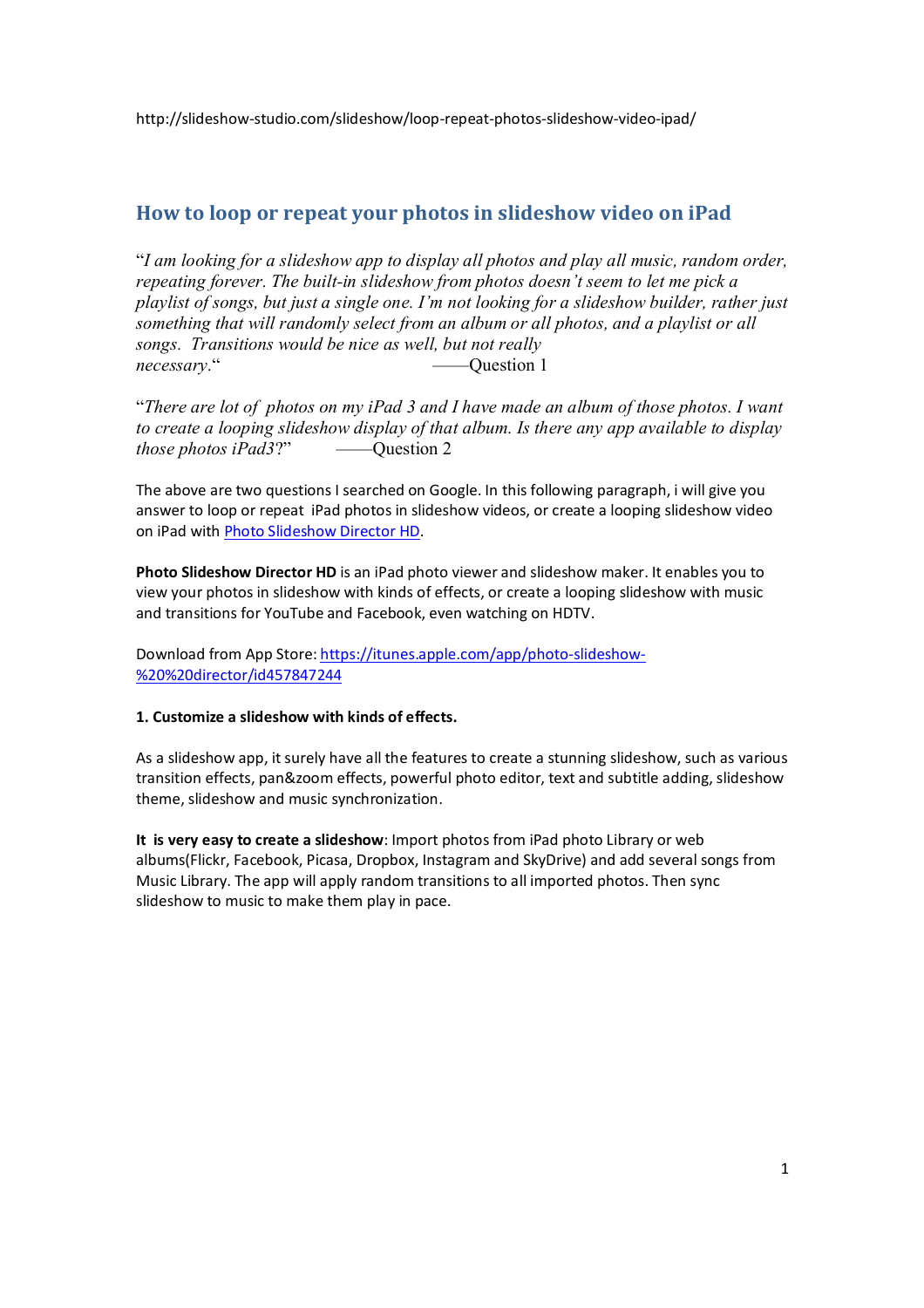http://slideshow-studio.com/slideshow/loop-repeat-photos-slideshow-video-ipad/

## How to loop or repeat your photos in slideshow video on iPad

"*I am looking for a slideshow app to display all photos and play all music, random order, repeating forever. The built-in slideshow from photos doesn't seem to let me pick a playlist of songs, but just a single one. I'm not looking for a slideshow builder, rather just something that will randomly select from an album or all photos, and a playlist or all songs. Transitions would be nice as well, but not really necessary.*" ——Question 1

"*There are lot of photos on my iPad 3 and I have made an album of those photos. I want to create a looping slideshow display of that album. Is there any app available to display those photos iPad3*?" ——Question 2

The above are two questions I searched on Google. In this following paragraph, i will give you answer to loop or repeat iPad photos in slideshow videos, or create a looping slideshow video on iPad with [Photo Slideshow Director HD](https://itunes.apple.com/app/photo-slideshow-%20%20director/id457847244).

**Photo Slideshow Director HD** is an iPad photo viewer and slideshow maker. It enables you to view your photos in slideshow with kinds of effects, or create a looping slideshow with music and transitions for YouTube and Facebook, even watching on HDTV.

Download from App Store: [https://itunes.apple.com/app/photo-slideshow-%20%20director/id457847244](https://itunes.apple.com/app/photo-slideshow-%20%20director/id457847244)

**1. Customize a slideshow with kinds of effects.**

As a slideshow app, it surely have all the features to create a stunning slideshow, such as various transition effects, pan&zoom effects, powerful photo editor, text and subtitle adding, slideshow theme, slideshow and music synchronization.

**It is very easy to create a slideshow**: Import photos from iPad photo Library or web albums(Flickr, Facebook, Picasa, Dropbox, Instagram and SkyDrive) and add several songs from Music Library. The app will apply random transitions to all imported photos. Then sync slideshow to music to make them play in pace.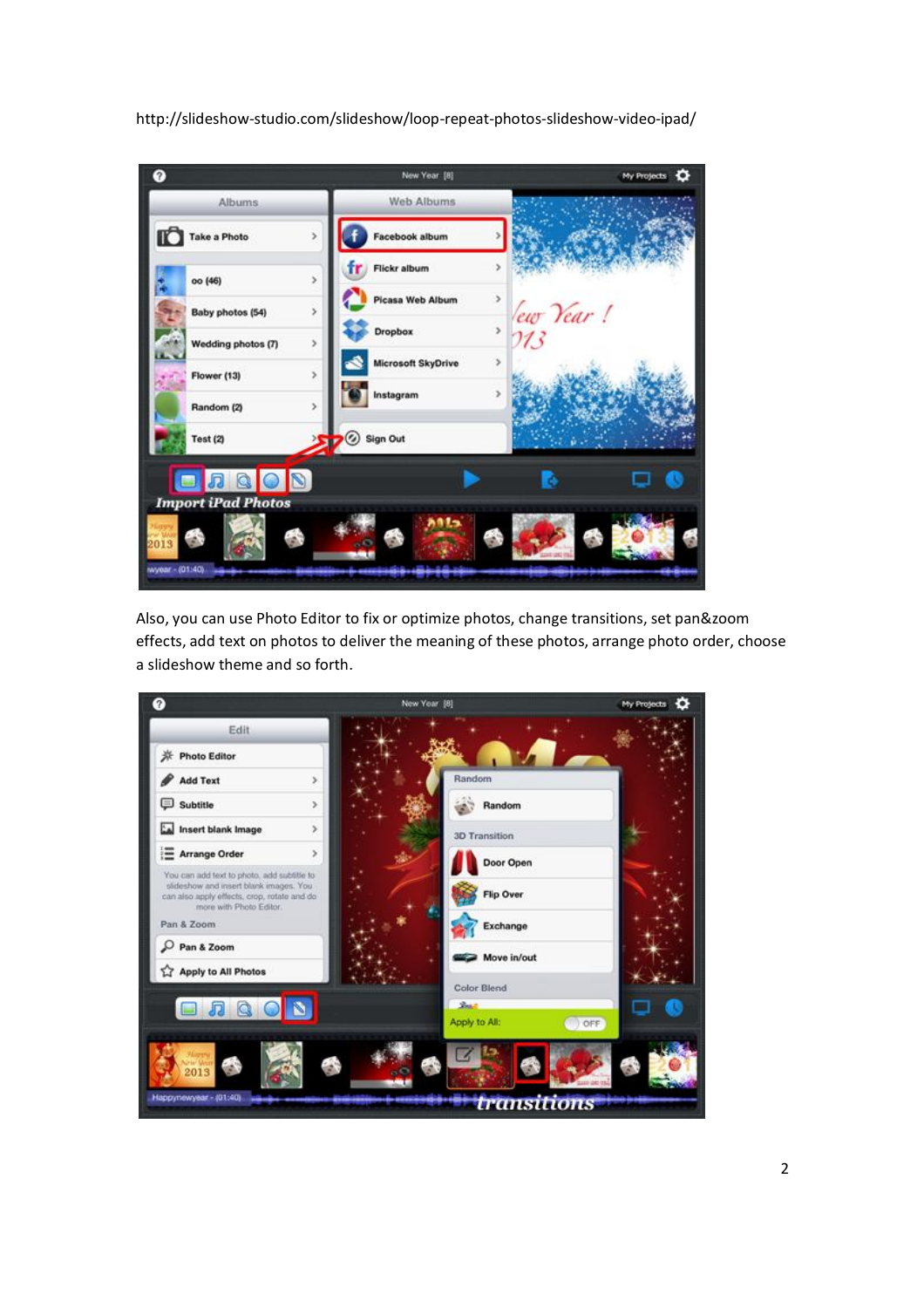http://slideshow-studio.com/slideshow/loop-repeat-photos-slideshow-video-ipad/

Also, you can use Photo Editor to fix or optimize photos, change transitions, set pan&zoom effects, add text on photos to deliver the meaning of these photos, arrange photo order, choose a slideshow theme and so forth.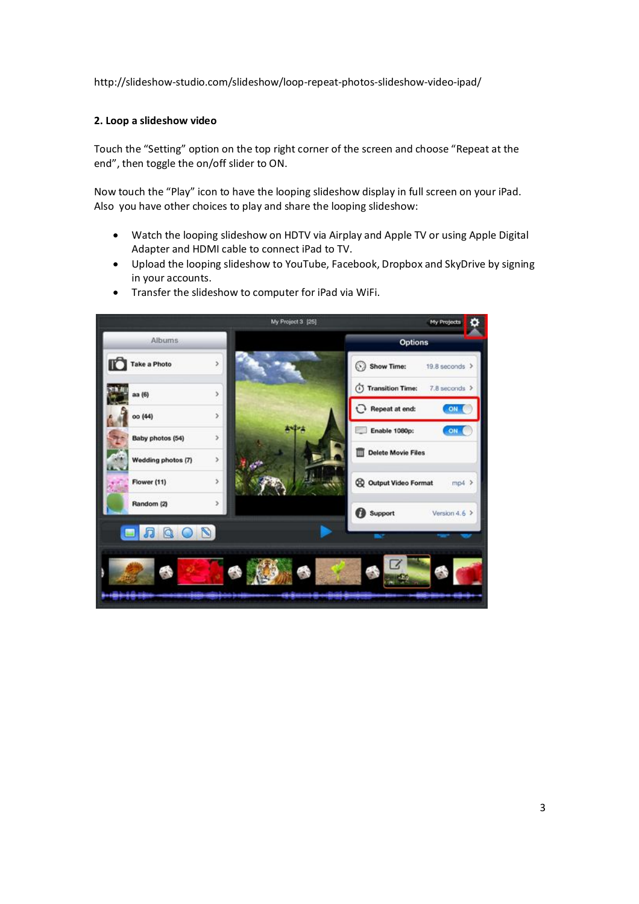http://slideshow-studio.com/slideshow/loop-repeat-photos-slideshow-video-ipad/

**2. Loop a slideshow video**

Touch the "Setting" option on the top right corner of the screen and choose "Repeat at the end", then toggle the on/off slider to ON.

Now touch the "Play" icon to have the looping slideshow display in full screen on your iPad. Also you have other choices to play and share the looping slideshow:

- Watch the looping slideshow on HDTV via Airplay and Apple TV or using Apple Digital Adapter and HDMI cable to connect iPad to TV.
- Upload the looping slideshow to YouTube, Facebook, Dropbox and SkyDrive by signing in your accounts.
- Transfer the slideshow to computer for iPad via WiFi.